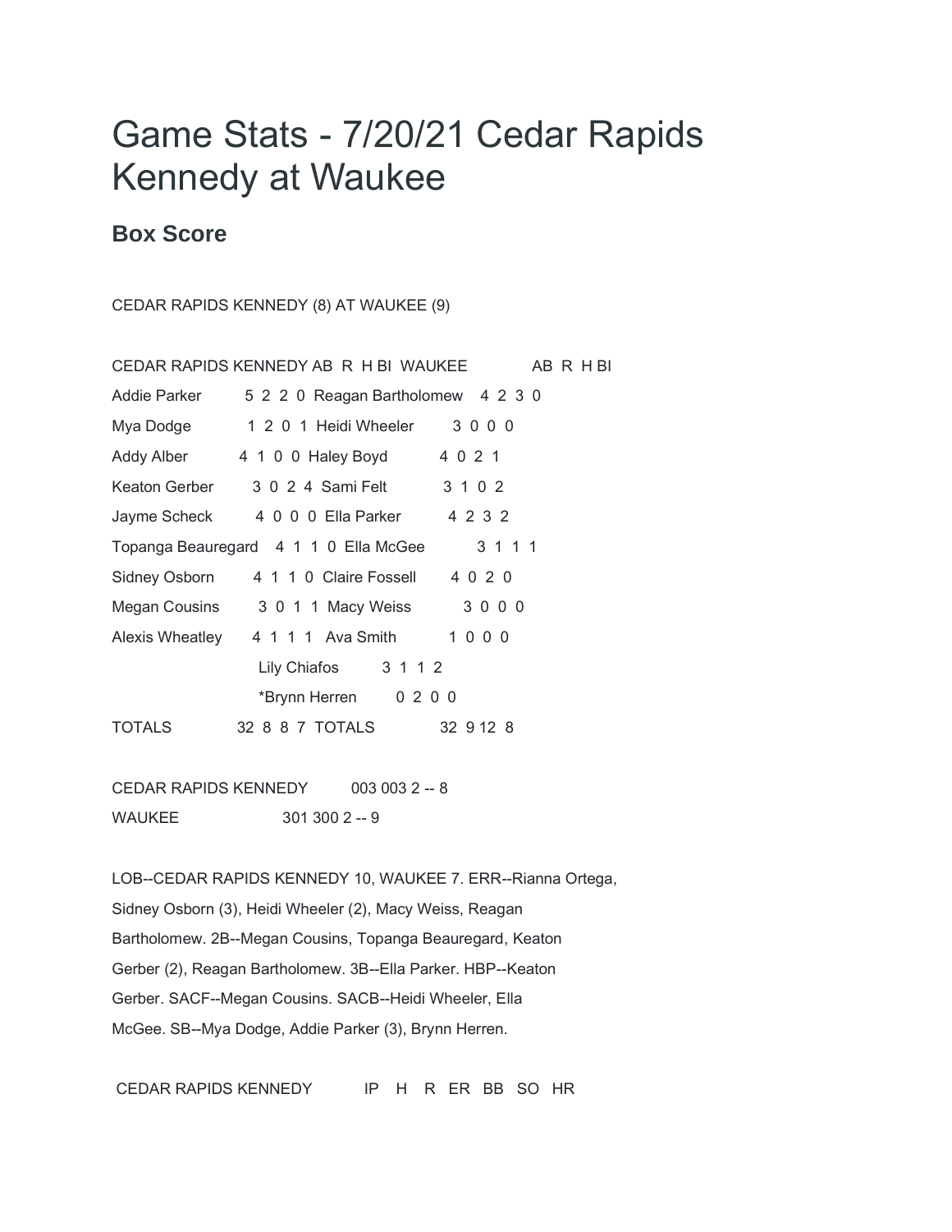# Game Stats - 7/20/21 Cedar Rapids Kennedy at Waukee

## Box Score

CEDAR RAPIDS KENNEDY (8) AT WAUKEE (9)

| CEDAR RAPIDS KENNEDY | AB | R | H | BI | WAUKEE | AB | R | H | BI |
|---|---|---|---|---|---|---|---|---|---|
| Addie Parker | 5 | 2 | 2 | 0 | Reagan Bartholomew | 4 | 2 | 3 | 0 |
| Mya Dodge | 1 | 2 | 0 | 1 | Heidi Wheeler | 3 | 0 | 0 | 0 |
| Addy Alber | 4 | 1 | 0 | 0 | Haley Boyd | 4 | 0 | 2 | 1 |
| Keaton Gerber | 3 | 0 | 2 | 4 | Sami Felt | 3 | 1 | 0 | 2 |
| Jayme Scheck | 4 | 0 | 0 | 0 | Ella Parker | 4 | 2 | 3 | 2 |
| Topanga Beauregard | 4 | 1 | 1 | 0 | Ella McGee | 3 | 1 | 1 | 1 |
| Sidney Osborn | 4 | 1 | 1 | 0 | Claire Fossell | 4 | 0 | 2 | 0 |
| Megan Cousins | 3 | 0 | 1 | 1 | Macy Weiss | 3 | 0 | 0 | 0 |
| Alexis Wheatley | 4 | 1 | 1 | 1 | Ava Smith | 1 | 0 | 0 | 0 |
| | | | | | Lily Chiafos | 3 | 1 | 1 | 2 |
| | | | | | *Brynn Herren | 0 | 2 | 0 | 0 |
| TOTALS | 32 | 8 | 8 | 7 | TOTALS | 32 | 9 | 12 | 8 |

CEDAR RAPIDS KENNEDY 003 003 2 -- 8
WAUKEE 301 300 2 -- 9

LOB--CEDAR RAPIDS KENNEDY 10, WAUKEE 7. ERR--Rianna Ortega, Sidney Osborn (3), Heidi Wheeler (2), Macy Weiss, Reagan Bartholomew. 2B--Megan Cousins, Topanga Beauregard, Keaton Gerber (2), Reagan Bartholomew. 3B--Ella Parker. HBP--Keaton Gerber. SACF--Megan Cousins. SACB--Heidi Wheeler, Ella McGee. SB--Mya Dodge, Addie Parker (3), Brynn Herren.

| CEDAR RAPIDS KENNEDY | IP | H | R | ER | BB | SO | HR |
|---|---|---|---|---|---|---|---|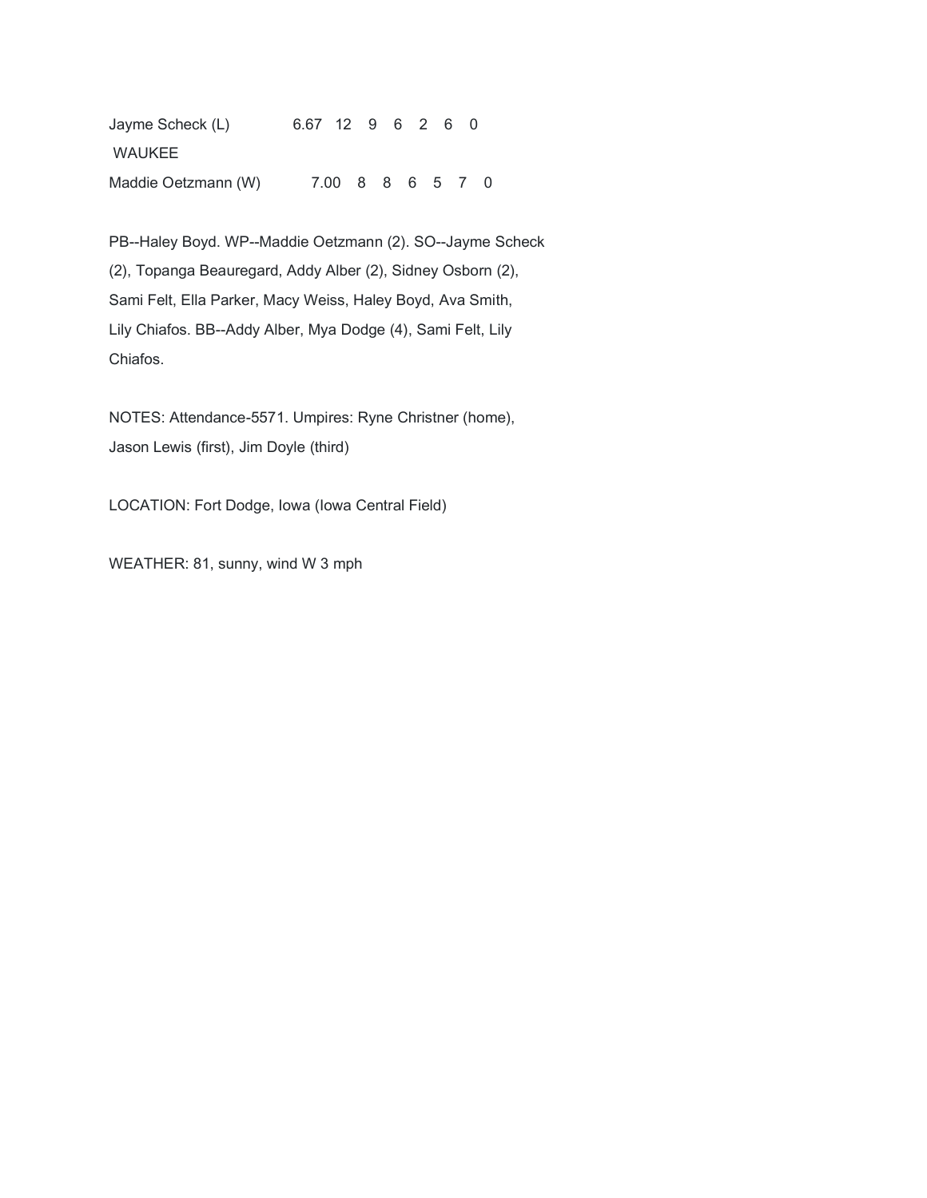| | | | | | | | |
|---|---|---|---|---|---|---|---|
| Jayme Scheck (L) | 6.67 | 12 | 9 | 6 | 2 | 6 | 0 |
| WAUKEE | | | | | | | |
| Maddie Oetzmann (W) | 7.00 | 8 | 8 | 6 | 5 | 7 | 0 |

PB--Haley Boyd. WP--Maddie Oetzmann (2). SO--Jayme Scheck (2), Topanga Beauregard, Addy Alber (2), Sidney Osborn (2), Sami Felt, Ella Parker, Macy Weiss, Haley Boyd, Ava Smith, Lily Chiafos. BB--Addy Alber, Mya Dodge (4), Sami Felt, Lily Chiafos.

NOTES: Attendance-5571. Umpires: Ryne Christner (home), Jason Lewis (first), Jim Doyle (third)

LOCATION: Fort Dodge, Iowa (Iowa Central Field)

WEATHER: 81, sunny, wind W 3 mph